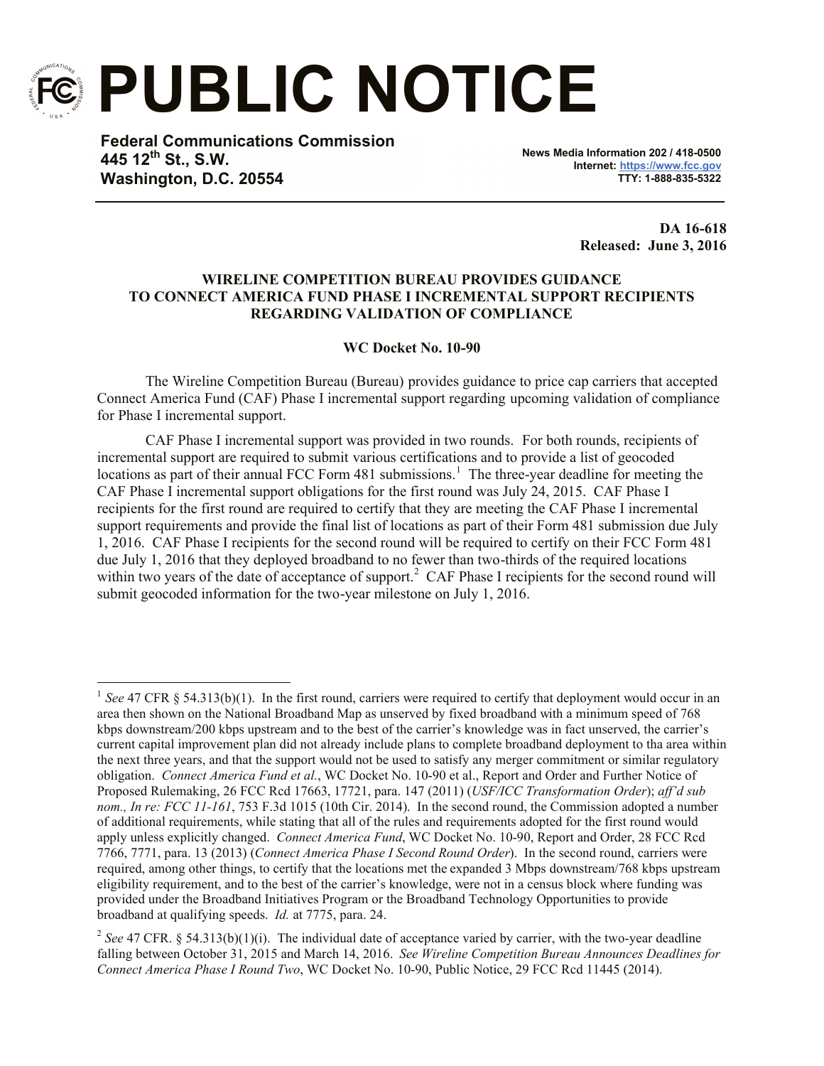# PUBLIC NOTICE

**Federal Communications Commission**
**445 12th St., S.W.**
**Washington, D.C. 20554**

**News Media Information 202 / 418-0500**
**Internet: https://www.fcc.gov**
**TTY: 1-888-835-5322**

**DA 16-618**
**Released: June 3, 2016**

**WIRELINE COMPETITION BUREAU PROVIDES GUIDANCE TO CONNECT AMERICA FUND PHASE I INCREMENTAL SUPPORT RECIPIENTS REGARDING VALIDATION OF COMPLIANCE**

**WC Docket No. 10-90**

The Wireline Competition Bureau (Bureau) provides guidance to price cap carriers that accepted Connect America Fund (CAF) Phase I incremental support regarding upcoming validation of compliance for Phase I incremental support.

CAF Phase I incremental support was provided in two rounds. For both rounds, recipients of incremental support are required to submit various certifications and to provide a list of geocoded locations as part of their annual FCC Form 481 submissions.[1] The three-year deadline for meeting the CAF Phase I incremental support obligations for the first round was July 24, 2015. CAF Phase I recipients for the first round are required to certify that they are meeting the CAF Phase I incremental support requirements and provide the final list of locations as part of their Form 481 submission due July 1, 2016. CAF Phase I recipients for the second round will be required to certify on their FCC Form 481 due July 1, 2016 that they deployed broadband to no fewer than two-thirds of the required locations within two years of the date of acceptance of support.[2] CAF Phase I recipients for the second round will submit geocoded information for the two-year milestone on July 1, 2016.

---

[1] *See* 47 CFR § 54.313(b)(1). In the first round, carriers were required to certify that deployment would occur in an area then shown on the National Broadband Map as unserved by fixed broadband with a minimum speed of 768 kbps downstream/200 kbps upstream and to the best of the carrier's knowledge was in fact unserved, the carrier's current capital improvement plan did not already include plans to complete broadband deployment to tha area within the next three years, and that the support would not be used to satisfy any merger commitment or similar regulatory obligation. *Connect America Fund et al.*, WC Docket No. 10-90 et al., Report and Order and Further Notice of Proposed Rulemaking, 26 FCC Rcd 17663, 17721, para. 147 (2011) (*USF/ICC Transformation Order*); *aff'd sub nom., In re: FCC 11-161*, 753 F.3d 1015 (10th Cir. 2014). In the second round, the Commission adopted a number of additional requirements, while stating that all of the rules and requirements adopted for the first round would apply unless explicitly changed. *Connect America Fund*, WC Docket No. 10-90, Report and Order, 28 FCC Rcd 7766, 7771, para. 13 (2013) (*Connect America Phase I Second Round Order*). In the second round, carriers were required, among other things, to certify that the locations met the expanded 3 Mbps downstream/768 kbps upstream eligibility requirement, and to the best of the carrier's knowledge, were not in a census block where funding was provided under the Broadband Initiatives Program or the Broadband Technology Opportunities to provide broadband at qualifying speeds. *Id.* at 7775, para. 24.

[2] *See* 47 CFR. § 54.313(b)(1)(i). The individual date of acceptance varied by carrier, with the two-year deadline falling between October 31, 2015 and March 14, 2016. *See Wireline Competition Bureau Announces Deadlines for Connect America Phase I Round Two*, WC Docket No. 10-90, Public Notice, 29 FCC Rcd 11445 (2014).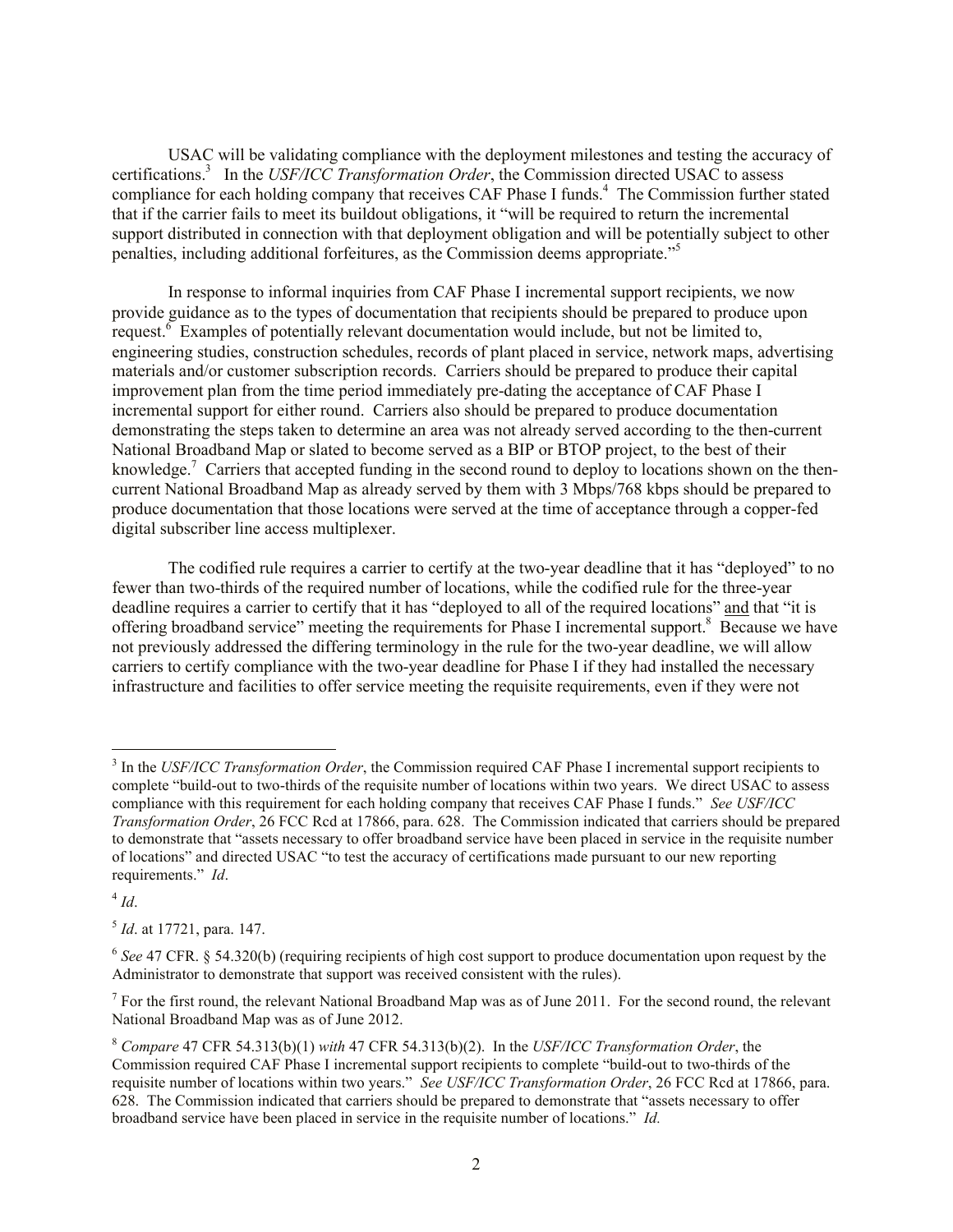USAC will be validating compliance with the deployment milestones and testing the accuracy of certifications.[3] In the *USF/ICC Transformation Order*, the Commission directed USAC to assess compliance for each holding company that receives CAF Phase I funds.[4] The Commission further stated that if the carrier fails to meet its buildout obligations, it "will be required to return the incremental support distributed in connection with that deployment obligation and will be potentially subject to other penalties, including additional forfeitures, as the Commission deems appropriate."[5]

In response to informal inquiries from CAF Phase I incremental support recipients, we now provide guidance as to the types of documentation that recipients should be prepared to produce upon request.[6] Examples of potentially relevant documentation would include, but not be limited to, engineering studies, construction schedules, records of plant placed in service, network maps, advertising materials and/or customer subscription records. Carriers should be prepared to produce their capital improvement plan from the time period immediately pre-dating the acceptance of CAF Phase I incremental support for either round. Carriers also should be prepared to produce documentation demonstrating the steps taken to determine an area was not already served according to the then-current National Broadband Map or slated to become served as a BIP or BTOP project, to the best of their knowledge.[7] Carriers that accepted funding in the second round to deploy to locations shown on the then-current National Broadband Map as already served by them with 3 Mbps/768 kbps should be prepared to produce documentation that those locations were served at the time of acceptance through a copper-fed digital subscriber line access multiplexer.

The codified rule requires a carrier to certify at the two-year deadline that it has "deployed" to no fewer than two-thirds of the required number of locations, while the codified rule for the three-year deadline requires a carrier to certify that it has "deployed to all of the required locations" and that "it is offering broadband service" meeting the requirements for Phase I incremental support.[8] Because we have not previously addressed the differing terminology in the rule for the two-year deadline, we will allow carriers to certify compliance with the two-year deadline for Phase I if they had installed the necessary infrastructure and facilities to offer service meeting the requisite requirements, even if they were not

---

[3] In the *USF/ICC Transformation Order*, the Commission required CAF Phase I incremental support recipients to complete "build-out to two-thirds of the requisite number of locations within two years. We direct USAC to assess compliance with this requirement for each holding company that receives CAF Phase I funds." *See USF/ICC Transformation Order*, 26 FCC Rcd at 17866, para. 628. The Commission indicated that carriers should be prepared to demonstrate that "assets necessary to offer broadband service have been placed in service in the requisite number of locations" and directed USAC "to test the accuracy of certifications made pursuant to our new reporting requirements." *Id*.

[4] *Id*.

[5] *Id*. at 17721, para. 147.

[6] *See* 47 CFR. § 54.320(b) (requiring recipients of high cost support to produce documentation upon request by the Administrator to demonstrate that support was received consistent with the rules).

[7] For the first round, the relevant National Broadband Map was as of June 2011. For the second round, the relevant National Broadband Map was as of June 2012.

[8] *Compare* 47 CFR 54.313(b)(1) *with* 47 CFR 54.313(b)(2). In the *USF/ICC Transformation Order*, the Commission required CAF Phase I incremental support recipients to complete "build-out to two-thirds of the requisite number of locations within two years." *See USF/ICC Transformation Order*, 26 FCC Rcd at 17866, para. 628. The Commission indicated that carriers should be prepared to demonstrate that "assets necessary to offer broadband service have been placed in service in the requisite number of locations." *Id.*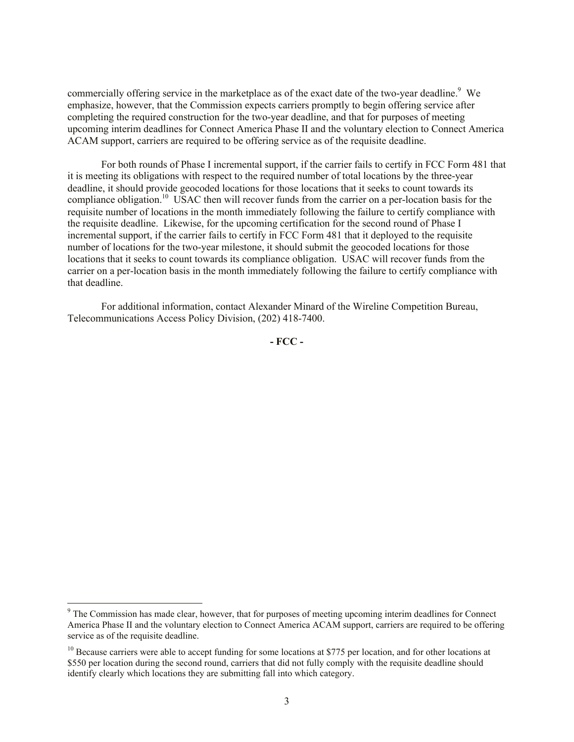commercially offering service in the marketplace as of the exact date of the two-year deadline.[9] We emphasize, however, that the Commission expects carriers promptly to begin offering service after completing the required construction for the two-year deadline, and that for purposes of meeting upcoming interim deadlines for Connect America Phase II and the voluntary election to Connect America ACAM support, carriers are required to be offering service as of the requisite deadline.

For both rounds of Phase I incremental support, if the carrier fails to certify in FCC Form 481 that it is meeting its obligations with respect to the required number of total locations by the three-year deadline, it should provide geocoded locations for those locations that it seeks to count towards its compliance obligation.[10] USAC then will recover funds from the carrier on a per-location basis for the requisite number of locations in the month immediately following the failure to certify compliance with the requisite deadline. Likewise, for the upcoming certification for the second round of Phase I incremental support, if the carrier fails to certify in FCC Form 481 that it deployed to the requisite number of locations for the two-year milestone, it should submit the geocoded locations for those locations that it seeks to count towards its compliance obligation. USAC will recover funds from the carrier on a per-location basis in the month immediately following the failure to certify compliance with that deadline.

For additional information, contact Alexander Minard of the Wireline Competition Bureau, Telecommunications Access Policy Division, (202) 418-7400.

**- FCC -**

[9] The Commission has made clear, however, that for purposes of meeting upcoming interim deadlines for Connect America Phase II and the voluntary election to Connect America ACAM support, carriers are required to be offering service as of the requisite deadline.

[10] Because carriers were able to accept funding for some locations at $775 per location, and for other locations at $550 per location during the second round, carriers that did not fully comply with the requisite deadline should identify clearly which locations they are submitting fall into which category.